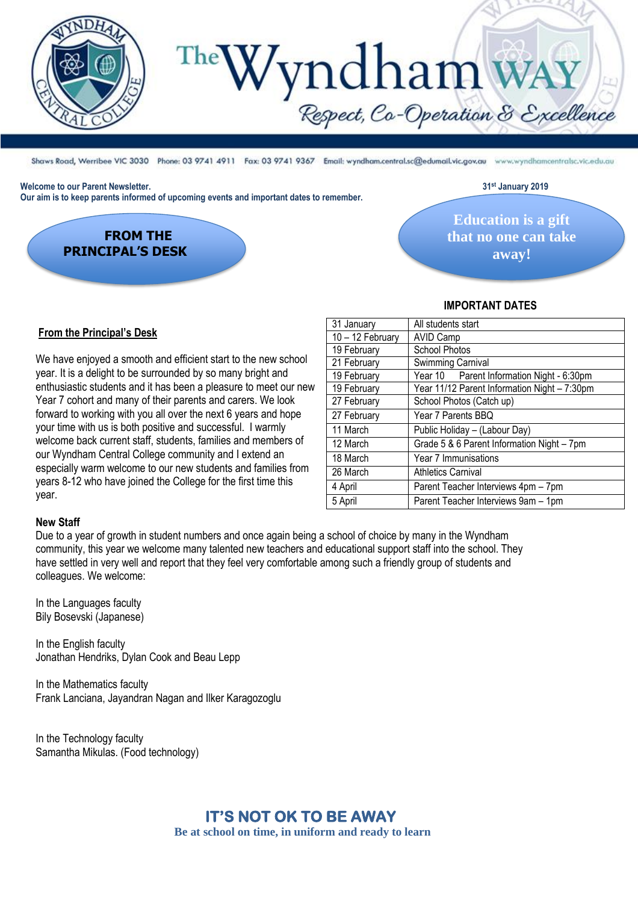# The Wyndham WAY

*Respect, Co-Operation & Excellence*

Shaws Road, Werribee VIC 3030 Phone: 03 9741 4911 Fax: 03 9741 9367 Email: wyndham.central.sc@edumail.vic.gov.au www.wyndhamcentralsc.vic.edu.au

**Welcome to our Parent Newsletter.**
**Our aim is to keep parents informed of upcoming events and important dates to remember.**

**31st January 2019**

## FROM THE PRINCIPAL'S DESK

**Education is a gift that no one can take away!**

### IMPORTANT DATES

| Date | Event |
|---|---|
| 31 January | All students start |
| 10 – 12 February | AVID Camp |
| 19 February | School Photos |
| 21 February | Swimming Carnival |
| 19 February | Year 10 Parent Information Night - 6:30pm |
| 19 February | Year 11/12 Parent Information Night – 7:30pm |
| 27 February | School Photos (Catch up) |
| 27 February | Year 7 Parents BBQ |
| 11 March | Public Holiday – (Labour Day) |
| 12 March | Grade 5 & 6 Parent Information Night – 7pm |
| 18 March | Year 7 Immunisations |
| 26 March | Athletics Carnival |
| 4 April | Parent Teacher Interviews 4pm – 7pm |
| 5 April | Parent Teacher Interviews 9am – 1pm |

### From the Principal's Desk

We have enjoyed a smooth and efficient start to the new school year. It is a delight to be surrounded by so many bright and enthusiastic students and it has been a pleasure to meet our new Year 7 cohort and many of their parents and carers. We look forward to working with you all over the next 6 years and hope your time with us is both positive and successful. I warmly welcome back current staff, students, families and members of our Wyndham Central College community and I extend an especially warm welcome to our new students and families from years 8-12 who have joined the College for the first time this year.

**New Staff**

Due to a year of growth in student numbers and once again being a school of choice by many in the Wyndham community, this year we welcome many talented new teachers and educational support staff into the school. They have settled in very well and report that they feel very comfortable among such a friendly group of students and colleagues. We welcome:

In the Languages faculty
Bily Bosevski (Japanese)

In the English faculty
Jonathan Hendriks, Dylan Cook and Beau Lepp

In the Mathematics faculty
Frank Lanciana, Jayandran Nagan and Ilker Karagozoglu

In the Technology faculty
Samantha Mikulas. (Food technology)

**IT'S NOT OK TO BE AWAY**
**Be at school on time, in uniform and ready to learn**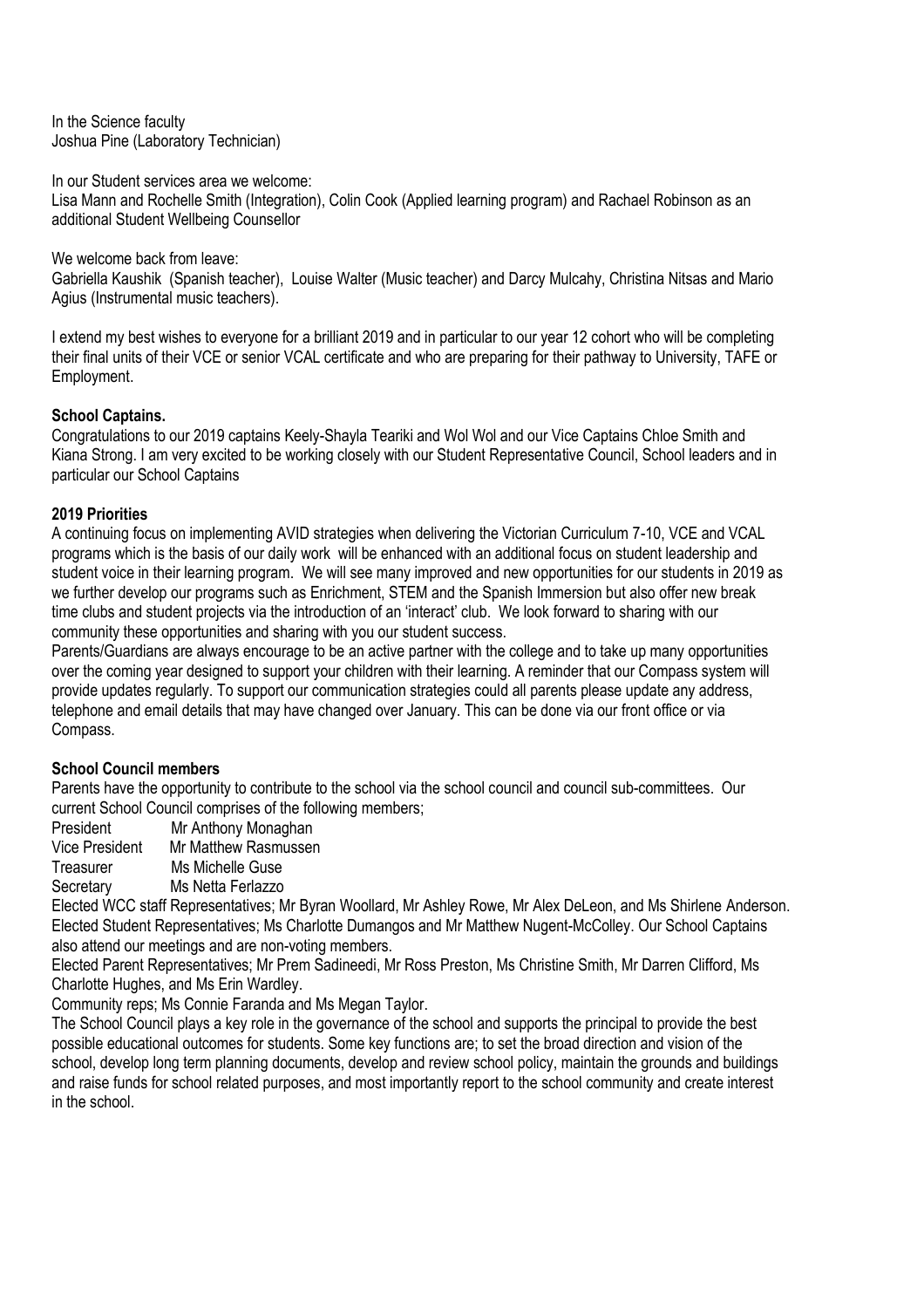In the Science faculty
Joshua Pine (Laboratory Technician)

In our Student services area we welcome:
Lisa Mann and Rochelle Smith (Integration), Colin Cook (Applied learning program) and Rachael Robinson as an additional Student Wellbeing Counsellor

We welcome back from leave:
Gabriella Kaushik (Spanish teacher), Louise Walter (Music teacher) and Darcy Mulcahy, Christina Nitsas and Mario Agius (Instrumental music teachers).

I extend my best wishes to everyone for a brilliant 2019 and in particular to our year 12 cohort who will be completing their final units of their VCE or senior VCAL certificate and who are preparing for their pathway to University, TAFE or Employment.

**School Captains.**

Congratulations to our 2019 captains Keely-Shayla Teariki and Wol Wol and our Vice Captains Chloe Smith and Kiana Strong. I am very excited to be working closely with our Student Representative Council, School leaders and in particular our School Captains

**2019 Priorities**

A continuing focus on implementing AVID strategies when delivering the Victorian Curriculum 7-10, VCE and VCAL programs which is the basis of our daily work will be enhanced with an additional focus on student leadership and student voice in their learning program. We will see many improved and new opportunities for our students in 2019 as we further develop our programs such as Enrichment, STEM and the Spanish Immersion but also offer new break time clubs and student projects via the introduction of an 'interact' club. We look forward to sharing with our community these opportunities and sharing with you our student success.

Parents/Guardians are always encourage to be an active partner with the college and to take up many opportunities over the coming year designed to support your children with their learning. A reminder that our Compass system will provide updates regularly. To support our communication strategies could all parents please update any address, telephone and email details that may have changed over January. This can be done via our front office or via Compass.

**School Council members**

Parents have the opportunity to contribute to the school via the school council and council sub-committees. Our current School Council comprises of the following members;

President Mr Anthony Monaghan
Vice President Mr Matthew Rasmussen
Treasurer Ms Michelle Guse
Secretary Ms Netta Ferlazzo

Elected WCC staff Representatives; Mr Byran Woollard, Mr Ashley Rowe, Mr Alex DeLeon, and Ms Shirlene Anderson.
Elected Student Representatives; Ms Charlotte Dumangos and Mr Matthew Nugent-McColley. Our School Captains also attend our meetings and are non-voting members.
Elected Parent Representatives; Mr Prem Sadineedi, Mr Ross Preston, Ms Christine Smith, Mr Darren Clifford, Ms Charlotte Hughes, and Ms Erin Wardley.
Community reps; Ms Connie Faranda and Ms Megan Taylor.
The School Council plays a key role in the governance of the school and supports the principal to provide the best possible educational outcomes for students. Some key functions are; to set the broad direction and vision of the school, develop long term planning documents, develop and review school policy, maintain the grounds and buildings and raise funds for school related purposes, and most importantly report to the school community and create interest in the school.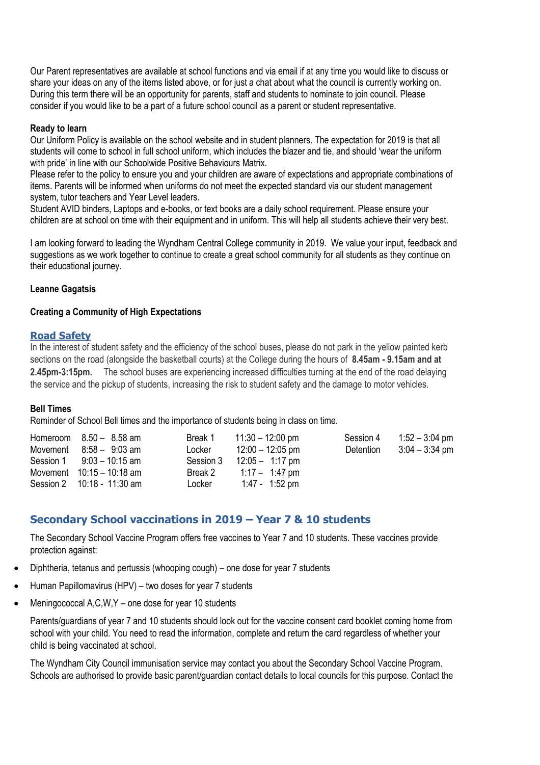Our Parent representatives are available at school functions and via email if at any time you would like to discuss or share your ideas on any of the items listed above, or for just a chat about what the council is currently working on. During this term there will be an opportunity for parents, staff and students to nominate to join council. Please consider if you would like to be a part of a future school council as a parent or student representative.

**Ready to learn**

Our Uniform Policy is available on the school website and in student planners. The expectation for 2019 is that all students will come to school in full school uniform, which includes the blazer and tie, and should 'wear the uniform with pride' in line with our Schoolwide Positive Behaviours Matrix.

Please refer to the policy to ensure you and your children are aware of expectations and appropriate combinations of items. Parents will be informed when uniforms do not meet the expected standard via our student management system, tutor teachers and Year Level leaders.

Student AVID binders, Laptops and e-books, or text books are a daily school requirement. Please ensure your children are at school on time with their equipment and in uniform. This will help all students achieve their very best.

I am looking forward to leading the Wyndham Central College community in 2019. We value your input, feedback and suggestions as we work together to continue to create a great school community for all students as they continue on their educational journey.

**Leanne Gagatsis**

**Creating a Community of High Expectations**

## Road Safety

In the interest of student safety and the efficiency of the school buses, please do not park in the yellow painted kerb sections on the road (alongside the basketball courts) at the College during the hours of **8.45am - 9.15am and at 2.45pm-3:15pm.** The school buses are experiencing increased difficulties turning at the end of the road delaying the service and the pickup of students, increasing the risk to student safety and the damage to motor vehicles.

**Bell Times**

Reminder of School Bell times and the importance of students being in class on time.

| | | | | | |
|---|---|---|---|---|---|
| Homeroom | 8.50 – 8.58 am | Break 1 | 11:30 – 12:00 pm | Session 4 | 1:52 – 3:04 pm |
| Movement | 8:58 – 9:03 am | Locker | 12:00 – 12:05 pm | Detention | 3:04 – 3:34 pm |
| Session 1 | 9:03 – 10:15 am | Session 3 | 12:05 – 1:17 pm | | |
| Movement | 10:15 – 10:18 am | Break 2 | 1:17 – 1:47 pm | | |
| Session 2 | 10:18 - 11:30 am | Locker | 1:47 - 1:52 pm | | |

## Secondary School vaccinations in 2019 – Year 7 & 10 students

The Secondary School Vaccine Program offers free vaccines to Year 7 and 10 students. These vaccines provide protection against:

- Diphtheria, tetanus and pertussis (whooping cough) – one dose for year 7 students
- Human Papillomavirus (HPV) – two doses for year 7 students
- Meningococcal A,C,W,Y – one dose for year 10 students

Parents/guardians of year 7 and 10 students should look out for the vaccine consent card booklet coming home from school with your child. You need to read the information, complete and return the card regardless of whether your child is being vaccinated at school.

The Wyndham City Council immunisation service may contact you about the Secondary School Vaccine Program. Schools are authorised to provide basic parent/guardian contact details to local councils for this purpose. Contact the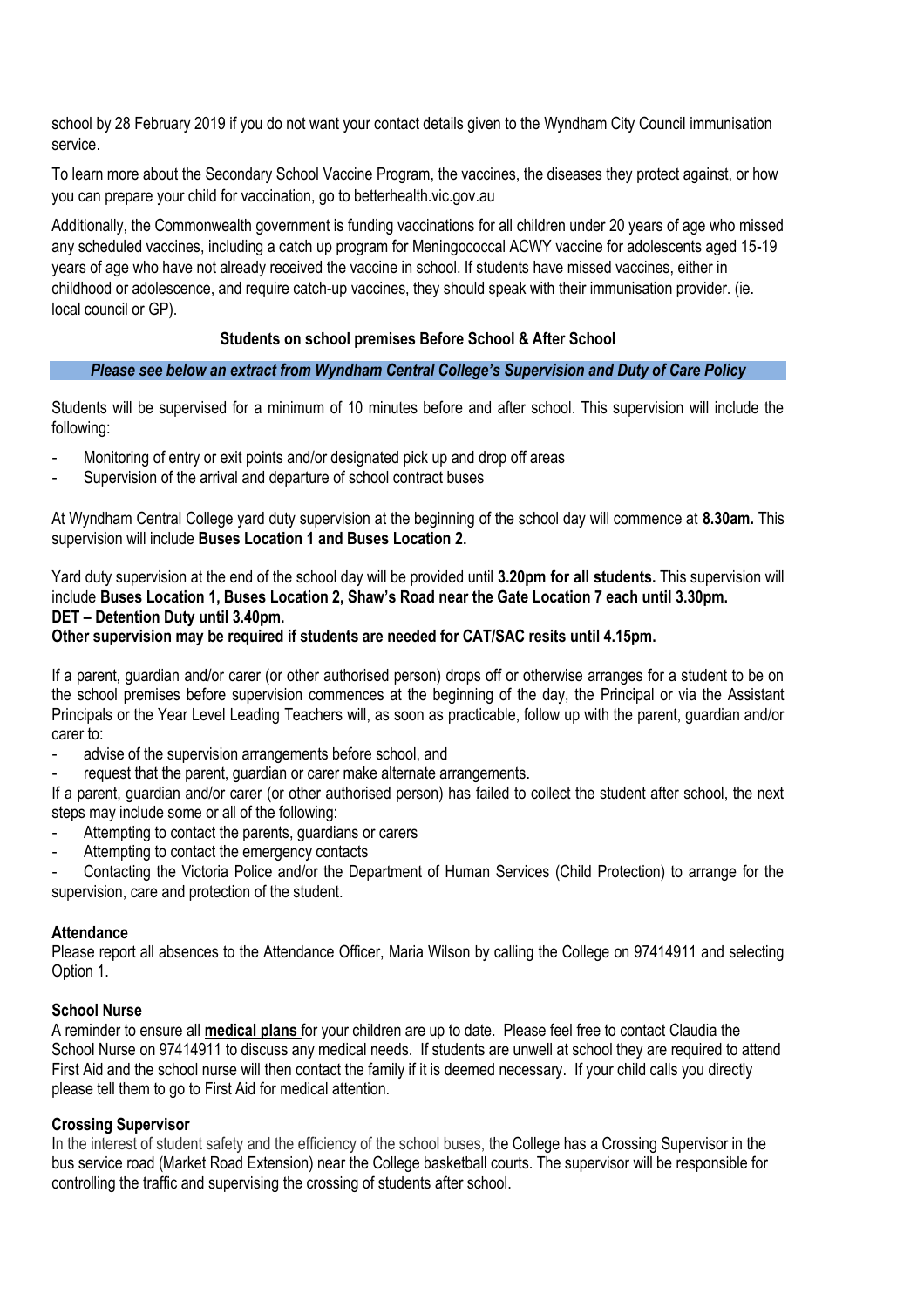school by 28 February 2019 if you do not want your contact details given to the Wyndham City Council immunisation service.

To learn more about the Secondary School Vaccine Program, the vaccines, the diseases they protect against, or how you can prepare your child for vaccination, go to betterhealth.vic.gov.au

Additionally, the Commonwealth government is funding vaccinations for all children under 20 years of age who missed any scheduled vaccines, including a catch up program for Meningococcal ACWY vaccine for adolescents aged 15-19 years of age who have not already received the vaccine in school. If students have missed vaccines, either in childhood or adolescence, and require catch-up vaccines, they should speak with their immunisation provider. (ie. local council or GP).

### Students on school premises Before School & After School

***Please see below an extract from Wyndham Central College's Supervision and Duty of Care Policy***

Students will be supervised for a minimum of 10 minutes before and after school. This supervision will include the following:

- Monitoring of entry or exit points and/or designated pick up and drop off areas
- Supervision of the arrival and departure of school contract buses

At Wyndham Central College yard duty supervision at the beginning of the school day will commence at **8.30am.** This supervision will include **Buses Location 1 and Buses Location 2.**

Yard duty supervision at the end of the school day will be provided until **3.20pm for all students.** This supervision will include **Buses Location 1, Buses Location 2, Shaw's Road near the Gate Location 7 each until 3.30pm.**
**DET – Detention Duty until 3.40pm.**
**Other supervision may be required if students are needed for CAT/SAC resits until 4.15pm.**

If a parent, guardian and/or carer (or other authorised person) drops off or otherwise arranges for a student to be on the school premises before supervision commences at the beginning of the day, the Principal or via the Assistant Principals or the Year Level Leading Teachers will, as soon as practicable, follow up with the parent, guardian and/or carer to:

- advise of the supervision arrangements before school, and
- request that the parent, guardian or carer make alternate arrangements.

If a parent, guardian and/or carer (or other authorised person) has failed to collect the student after school, the next steps may include some or all of the following:

- Attempting to contact the parents, guardians or carers
- Attempting to contact the emergency contacts
- Contacting the Victoria Police and/or the Department of Human Services (Child Protection) to arrange for the supervision, care and protection of the student.

### Attendance

Please report all absences to the Attendance Officer, Maria Wilson by calling the College on 97414911 and selecting Option 1.

### School Nurse

A reminder to ensure all **medical plans** for your children are up to date. Please feel free to contact Claudia the School Nurse on 97414911 to discuss any medical needs. If students are unwell at school they are required to attend First Aid and the school nurse will then contact the family if it is deemed necessary. If your child calls you directly please tell them to go to First Aid for medical attention.

### Crossing Supervisor

In the interest of student safety and the efficiency of the school buses, the College has a Crossing Supervisor in the bus service road (Market Road Extension) near the College basketball courts. The supervisor will be responsible for controlling the traffic and supervising the crossing of students after school.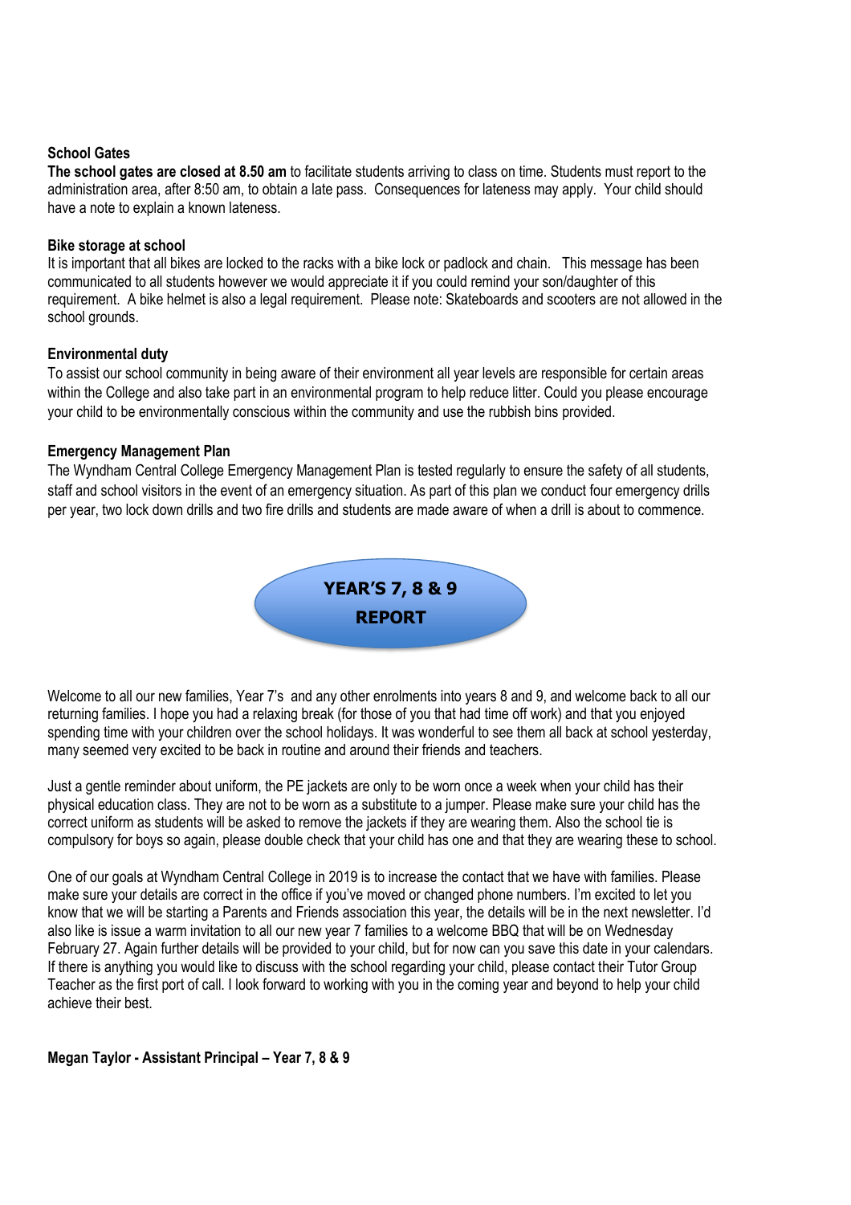### School Gates

**The school gates are closed at 8.50 am** to facilitate students arriving to class on time. Students must report to the administration area, after 8:50 am, to obtain a late pass. Consequences for lateness may apply. Your child should have a note to explain a known lateness.

### Bike storage at school

It is important that all bikes are locked to the racks with a bike lock or padlock and chain. This message has been communicated to all students however we would appreciate it if you could remind your son/daughter of this requirement. A bike helmet is also a legal requirement. Please note: Skateboards and scooters are not allowed in the school grounds.

### Environmental duty

To assist our school community in being aware of their environment all year levels are responsible for certain areas within the College and also take part in an environmental program to help reduce litter. Could you please encourage your child to be environmentally conscious within the community and use the rubbish bins provided.

### Emergency Management Plan

The Wyndham Central College Emergency Management Plan is tested regularly to ensure the safety of all students, staff and school visitors in the event of an emergency situation. As part of this plan we conduct four emergency drills per year, two lock down drills and two fire drills and students are made aware of when a drill is about to commence.

## YEAR'S 7, 8 & 9 REPORT

Welcome to all our new families, Year 7's and any other enrolments into years 8 and 9, and welcome back to all our returning families. I hope you had a relaxing break (for those of you that had time off work) and that you enjoyed spending time with your children over the school holidays. It was wonderful to see them all back at school yesterday, many seemed very excited to be back in routine and around their friends and teachers.

Just a gentle reminder about uniform, the PE jackets are only to be worn once a week when your child has their physical education class. They are not to be worn as a substitute to a jumper. Please make sure your child has the correct uniform as students will be asked to remove the jackets if they are wearing them. Also the school tie is compulsory for boys so again, please double check that your child has one and that they are wearing these to school.

One of our goals at Wyndham Central College in 2019 is to increase the contact that we have with families. Please make sure your details are correct in the office if you've moved or changed phone numbers. I'm excited to let you know that we will be starting a Parents and Friends association this year, the details will be in the next newsletter. I'd also like is issue a warm invitation to all our new year 7 families to a welcome BBQ that will be on Wednesday February 27. Again further details will be provided to your child, but for now can you save this date in your calendars. If there is anything you would like to discuss with the school regarding your child, please contact their Tutor Group Teacher as the first port of call. I look forward to working with you in the coming year and beyond to help your child achieve their best.

**Megan Taylor - Assistant Principal – Year 7, 8 & 9**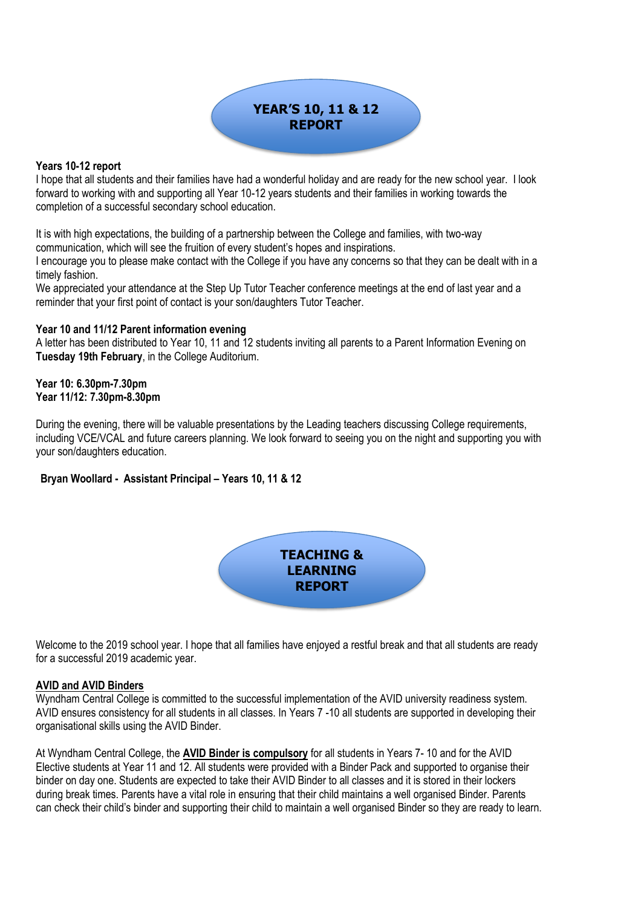# YEAR'S 10, 11 & 12 REPORT

**Years 10-12 report**

I hope that all students and their families have had a wonderful holiday and are ready for the new school year. I look forward to working with and supporting all Year 10-12 years students and their families in working towards the completion of a successful secondary school education.

It is with high expectations, the building of a partnership between the College and families, with two-way communication, which will see the fruition of every student's hopes and inspirations.

I encourage you to please make contact with the College if you have any concerns so that they can be dealt with in a timely fashion.

We appreciated your attendance at the Step Up Tutor Teacher conference meetings at the end of last year and a reminder that your first point of contact is your son/daughters Tutor Teacher.

**Year 10 and 11/12 Parent information evening**

A letter has been distributed to Year 10, 11 and 12 students inviting all parents to a Parent Information Evening on **Tuesday 19th February**, in the College Auditorium.

**Year 10: 6.30pm-7.30pm**
**Year 11/12: 7.30pm-8.30pm**

During the evening, there will be valuable presentations by the Leading teachers discussing College requirements, including VCE/VCAL and future careers planning. We look forward to seeing you on the night and supporting you with your son/daughters education.

**Bryan Woollard - Assistant Principal – Years 10, 11 & 12**

# TEACHING & LEARNING REPORT

Welcome to the 2019 school year. I hope that all families have enjoyed a restful break and that all students are ready for a successful 2019 academic year.

**AVID and AVID Binders**

Wyndham Central College is committed to the successful implementation of the AVID university readiness system. AVID ensures consistency for all students in all classes. In Years 7 -10 all students are supported in developing their organisational skills using the AVID Binder.

At Wyndham Central College, the **AVID Binder is compulsory** for all students in Years 7- 10 and for the AVID Elective students at Year 11 and 12. All students were provided with a Binder Pack and supported to organise their binder on day one. Students are expected to take their AVID Binder to all classes and it is stored in their lockers during break times. Parents have a vital role in ensuring that their child maintains a well organised Binder. Parents can check their child's binder and supporting their child to maintain a well organised Binder so they are ready to learn.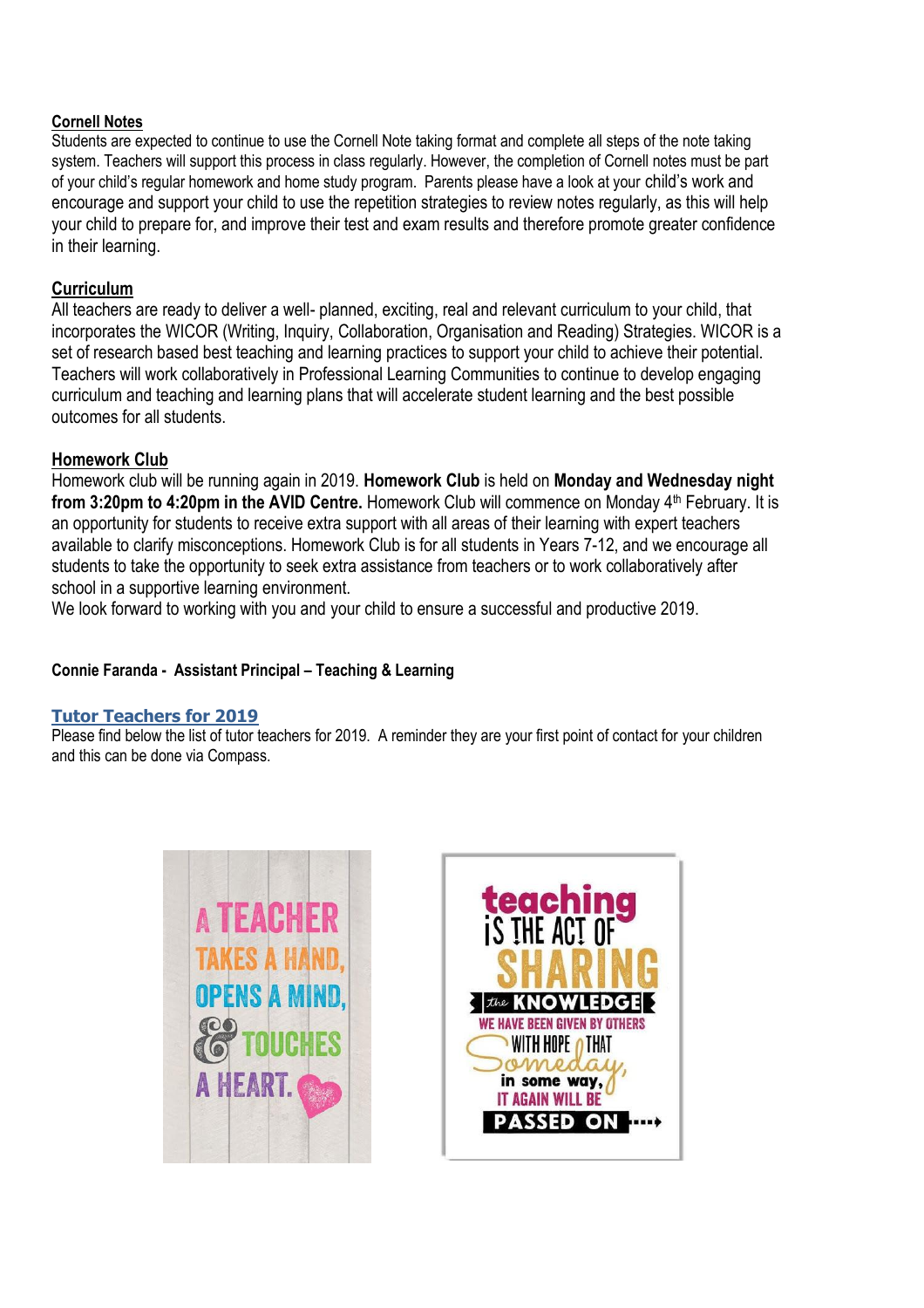## Cornell Notes

Students are expected to continue to use the Cornell Note taking format and complete all steps of the note taking system. Teachers will support this process in class regularly. However, the completion of Cornell notes must be part of your child's regular homework and home study program. Parents please have a look at your child's work and encourage and support your child to use the repetition strategies to review notes regularly, as this will help your child to prepare for, and improve their test and exam results and therefore promote greater confidence in their learning.

## Curriculum

All teachers are ready to deliver a well- planned, exciting, real and relevant curriculum to your child, that incorporates the WICOR (Writing, Inquiry, Collaboration, Organisation and Reading) Strategies. WICOR is a set of research based best teaching and learning practices to support your child to achieve their potential. Teachers will work collaboratively in Professional Learning Communities to continue to develop engaging curriculum and teaching and learning plans that will accelerate student learning and the best possible outcomes for all students.

## Homework Club

Homework club will be running again in 2019. **Homework Club** is held on **Monday and Wednesday night from 3:20pm to 4:20pm in the AVID Centre.** Homework Club will commence on Monday 4th February. It is an opportunity for students to receive extra support with all areas of their learning with expert teachers available to clarify misconceptions. Homework Club is for all students in Years 7-12, and we encourage all students to take the opportunity to seek extra assistance from teachers or to work collaboratively after school in a supportive learning environment.

We look forward to working with you and your child to ensure a successful and productive 2019.

**Connie Faranda - Assistant Principal – Teaching & Learning**

## Tutor Teachers for 2019

Please find below the list of tutor teachers for 2019. A reminder they are your first point of contact for your children and this can be done via Compass.

A TEACHER TAKES A HAND, OPENS A MIND, & TOUCHES A HEART.

teaching IS THE ACT OF SHARING the KNOWLEDGE WE HAVE BEEN GIVEN BY OTHERS WITH HOPE THAT Someday, in some way, IT AGAIN WILL BE PASSED ON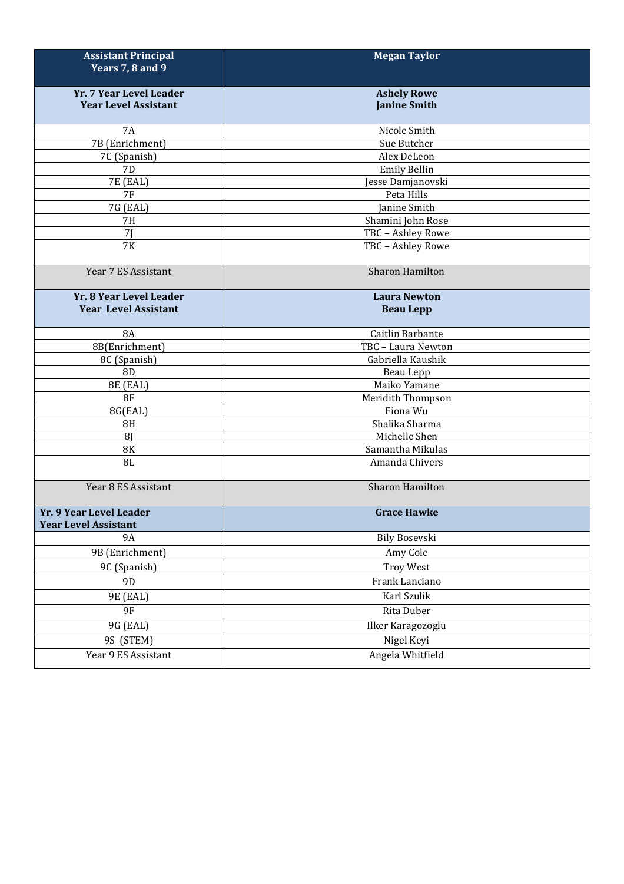| **Assistant Principal Years 7, 8 and 9** | **Megan Taylor** |
|---|---|
| **Yr. 7 Year Level Leader Year Level Assistant** | **Ashely Rowe Janine Smith** |
| 7A | Nicole Smith |
| 7B (Enrichment) | Sue Butcher |
| 7C (Spanish) | Alex DeLeon |
| 7D | Emily Bellin |
| 7E (EAL) | Jesse Damjanovski |
| 7F | Peta Hills |
| 7G (EAL) | Janine Smith |
| 7H | Shamini John Rose |
| 7J | TBC – Ashley Rowe |
| 7K | TBC – Ashley Rowe |
| Year 7 ES Assistant | Sharon Hamilton |
| **Yr. 8 Year Level Leader Year Level Assistant** | **Laura Newton Beau Lepp** |
| 8A | Caitlin Barbante |
| 8B(Enrichment) | TBC – Laura Newton |
| 8C (Spanish) | Gabriella Kaushik |
| 8D | Beau Lepp |
| 8E (EAL) | Maiko Yamane |
| 8F | Meridith Thompson |
| 8G(EAL) | Fiona Wu |
| 8H | Shalika Sharma |
| 8J | Michelle Shen |
| 8K | Samantha Mikulas |
| 8L | Amanda Chivers |
| Year 8 ES Assistant | Sharon Hamilton |
| **Yr. 9 Year Level Leader Year Level Assistant** | **Grace Hawke** |
| 9A | Bily Bosevski |
| 9B (Enrichment) | Amy Cole |
| 9C (Spanish) | Troy West |
| 9D | Frank Lanciano |
| 9E (EAL) | Karl Szulik |
| 9F | Rita Duber |
| 9G (EAL) | Ilker Karagozoglu |
| 9S (STEM) | Nigel Keyi |
| Year 9 ES Assistant | Angela Whitfield |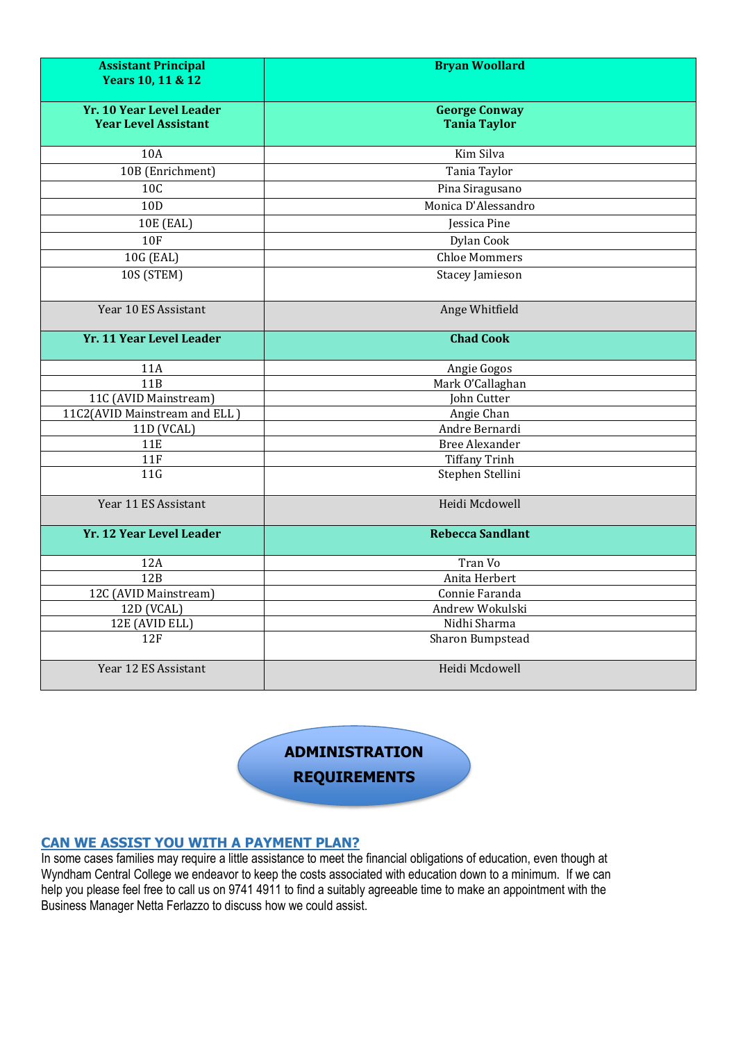| **Assistant Principal Years 10, 11 & 12** | **Bryan Woollard** |
|---|---|
| **Yr. 10 Year Level Leader Year Level Assistant** | **George Conway Tania Taylor** |
| 10A | Kim Silva |
| 10B (Enrichment) | Tania Taylor |
| 10C | Pina Siragusano |
| 10D | Monica D'Alessandro |
| 10E (EAL) | Jessica Pine |
| 10F | Dylan Cook |
| 10G (EAL) | Chloe Mommers |
| 10S (STEM) | Stacey Jamieson |
| Year 10 ES Assistant | Ange Whitfield |
| **Yr. 11 Year Level Leader** | **Chad Cook** |
| 11A | Angie Gogos |
| 11B | Mark O'Callaghan |
| 11C (AVID Mainstream) | John Cutter |
| 11C2(AVID Mainstream and ELL ) | Angie Chan |
| 11D (VCAL) | Andre Bernardi |
| 11E | Bree Alexander |
| 11F | Tiffany Trinh |
| 11G | Stephen Stellini |
| Year 11 ES Assistant | Heidi Mcdowell |
| **Yr. 12 Year Level Leader** | **Rebecca Sandlant** |
| 12A | Tran Vo |
| 12B | Anita Herbert |
| 12C (AVID Mainstream) | Connie Faranda |
| 12D (VCAL) | Andrew Wokulski |
| 12E (AVID ELL) | Nidhi Sharma |
| 12F | Sharon Bumpstead |
| Year 12 ES Assistant | Heidi Mcdowell |

## ADMINISTRATION REQUIREMENTS

### CAN WE ASSIST YOU WITH A PAYMENT PLAN?

In some cases families may require a little assistance to meet the financial obligations of education, even though at Wyndham Central College we endeavor to keep the costs associated with education down to a minimum. If we can help you please feel free to call us on 9741 4911 to find a suitably agreeable time to make an appointment with the Business Manager Netta Ferlazzo to discuss how we could assist.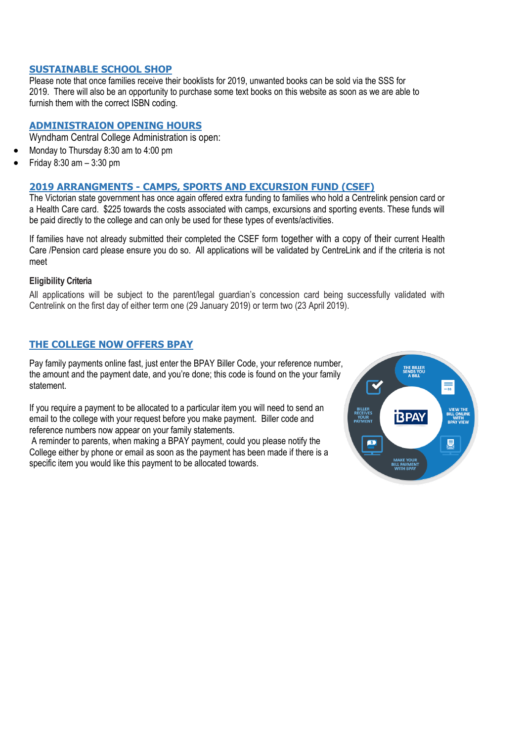## SUSTAINABLE SCHOOL SHOP

Please note that once families receive their booklists for 2019, unwanted books can be sold via the SSS for 2019. There will also be an opportunity to purchase some text books on this website as soon as we are able to furnish them with the correct ISBN coding.

## ADMINISTRAION OPENING HOURS

Wyndham Central College Administration is open:

- Monday to Thursday 8:30 am to 4:00 pm
- Friday 8:30 am – 3:30 pm

## 2019 ARRANGMENTS - CAMPS, SPORTS AND EXCURSION FUND (CSEF)

The Victorian state government has once again offered extra funding to families who hold a Centrelink pension card or a Health Care card. $225 towards the costs associated with camps, excursions and sporting events. These funds will be paid directly to the college and can only be used for these types of events/activities.

If families have not already submitted their completed the CSEF form together with a copy of their current Health Care /Pension card please ensure you do so. All applications will be validated by CentreLink and if the criteria is not meet

**Eligibility Criteria**

All applications will be subject to the parent/legal guardian's concession card being successfully validated with Centrelink on the first day of either term one (29 January 2019) or term two (23 April 2019).

## THE COLLEGE NOW OFFERS BPAY

Pay family payments online fast, just enter the BPAY Biller Code, your reference number, the amount and the payment date, and you're done; this code is found on the your family statement.

If you require a payment to be allocated to a particular item you will need to send an email to the college with your request before you make payment. Biller code and reference numbers now appear on your family statements.

A reminder to parents, when making a BPAY payment, could you please notify the College either by phone or email as soon as the payment has been made if there is a specific item you would like this payment to be allocated towards.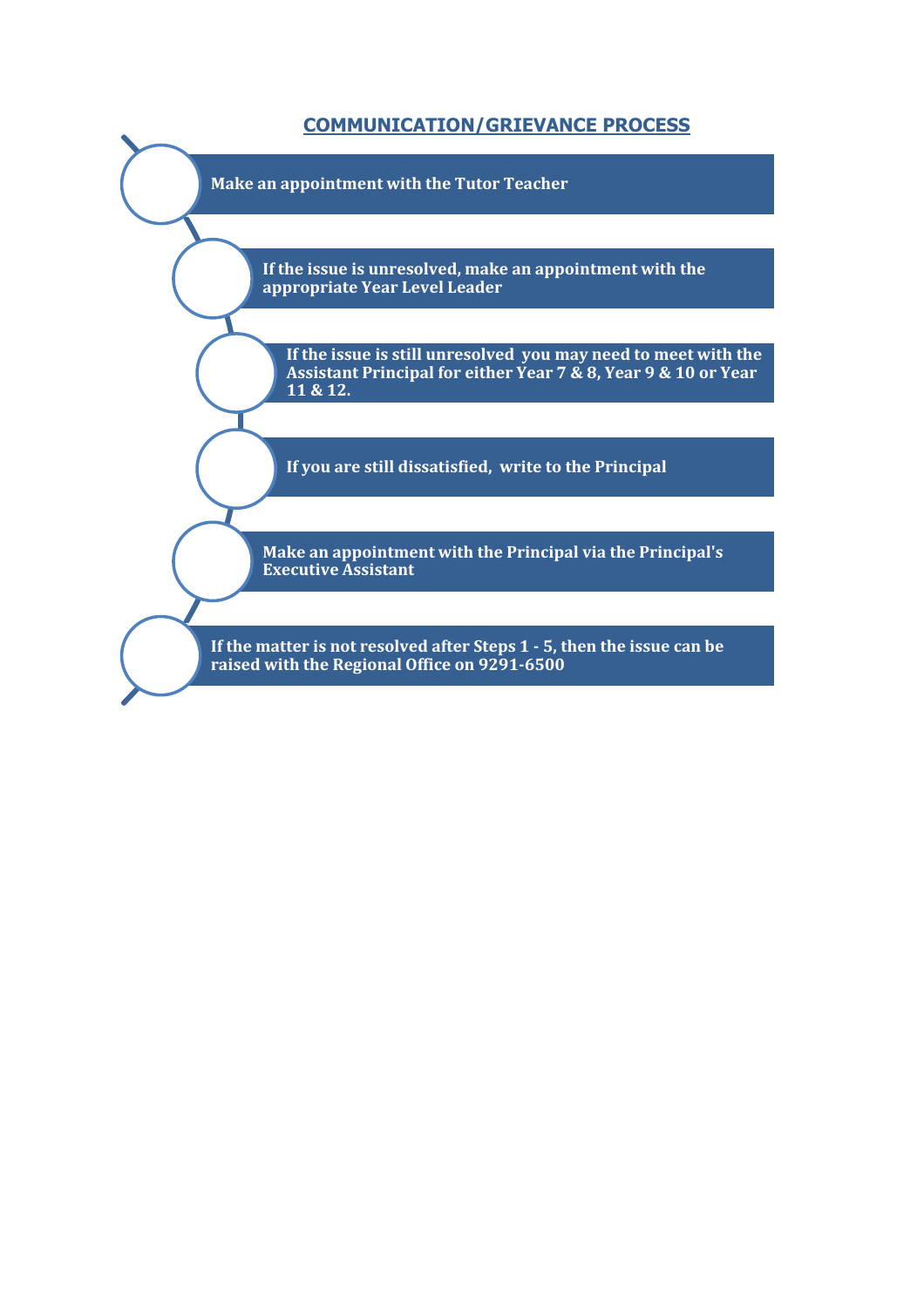## COMMUNICATION/GRIEVANCE PROCESS

1. **Make an appointment with the Tutor Teacher**
2. **If the issue is unresolved, make an appointment with the appropriate Year Level Leader**
3. **If the issue is still unresolved you may need to meet with the Assistant Principal for either Year 7 & 8, Year 9 & 10 or Year 11 & 12.**
4. **If you are still dissatisfied, write to the Principal**
5. **Make an appointment with the Principal via the Principal's Executive Assistant**
6. **If the matter is not resolved after Steps 1 - 5, then the issue can be raised with the Regional Office on 9291-6500**